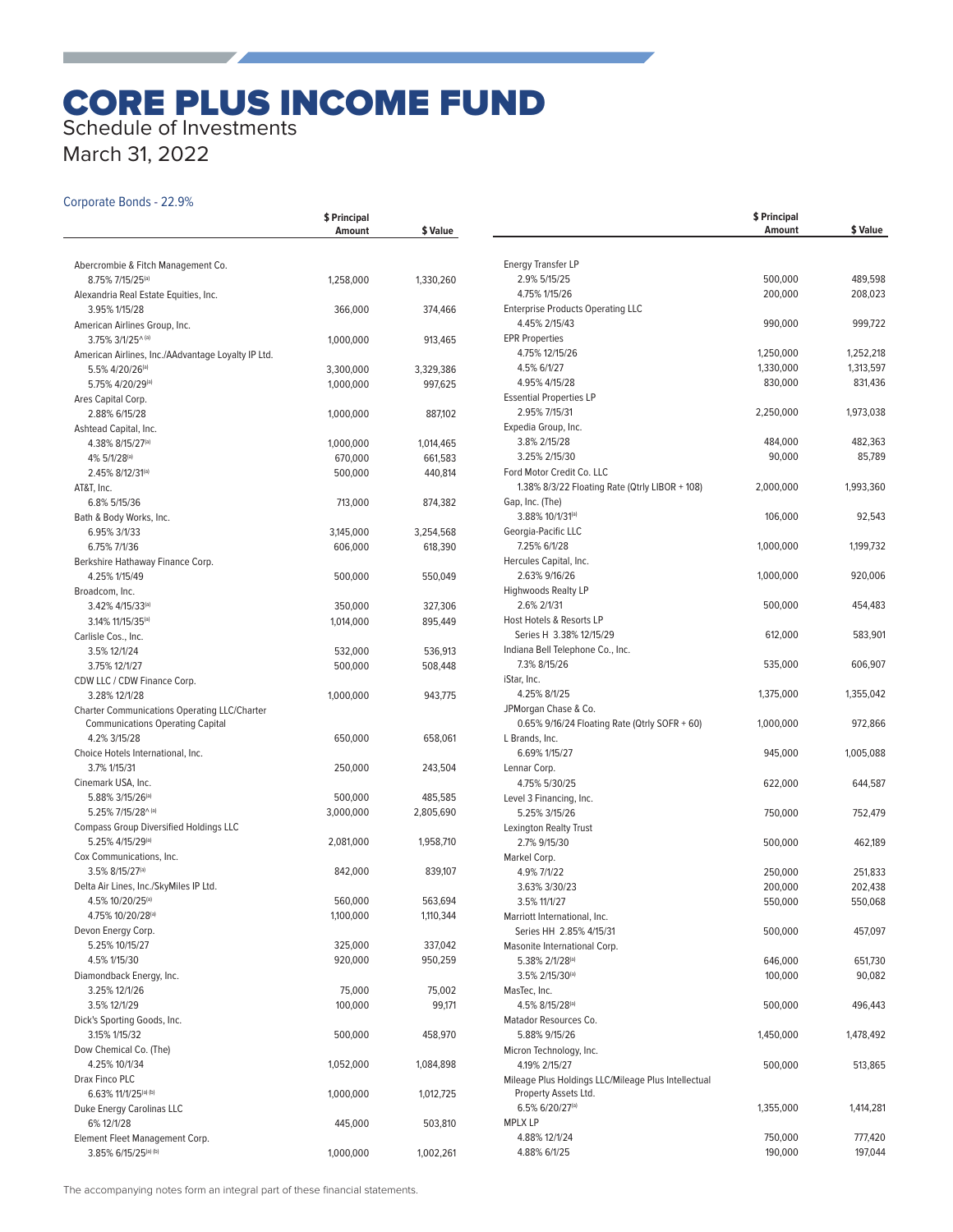# CORE PLUS INCOME FUND

Schedule of Investments

March 31, 2022

## Corporate Bonds - 22.9%

| | $ Principal Amount | $ Value |
|---|---|---|
| Abercrombie & Fitch Management Co. | | |
| 8.75% 7/15/25[a] | 1,258,000 | 1,330,260 |
| Alexandria Real Estate Equities, Inc. | | |
| 3.95% 1/15/28 | 366,000 | 374,466 |
| American Airlines Group, Inc. | | |
| 3.75% 3/1/25^ [a] | 1,000,000 | 913,465 |
| American Airlines, Inc./AAdvantage Loyalty IP Ltd. | | |
| 5.5% 4/20/26[a] | 3,300,000 | 3,329,386 |
| 5.75% 4/20/29[a] | 1,000,000 | 997,625 |
| Ares Capital Corp. | | |
| 2.88% 6/15/28 | 1,000,000 | 887,102 |
| Ashtead Capital, Inc. | | |
| 4.38% 8/15/27[a] | 1,000,000 | 1,014,465 |
| 4% 5/1/28[a] | 670,000 | 661,583 |
| 2.45% 8/12/31[a] | 500,000 | 440,814 |
| AT&T, Inc. | | |
| 6.8% 5/15/36 | 713,000 | 874,382 |
| Bath & Body Works, Inc. | | |
| 6.95% 3/1/33 | 3,145,000 | 3,254,568 |
| 6.75% 7/1/36 | 606,000 | 618,390 |
| Berkshire Hathaway Finance Corp. | | |
| 4.25% 1/15/49 | 500,000 | 550,049 |
| Broadcom, Inc. | | |
| 3.42% 4/15/33[a] | 350,000 | 327,306 |
| 3.14% 11/15/35[a] | 1,014,000 | 895,449 |
| Carlisle Cos., Inc. | | |
| 3.5% 12/1/24 | 532,000 | 536,913 |
| 3.75% 12/1/27 | 500,000 | 508,448 |
| CDW LLC / CDW Finance Corp. | | |
| 3.28% 12/1/28 | 1,000,000 | 943,775 |
| Charter Communications Operating LLC/Charter Communications Operating Capital | | |
| 4.2% 3/15/28 | 650,000 | 658,061 |
| Choice Hotels International, Inc. | | |
| 3.7% 1/15/31 | 250,000 | 243,504 |
| Cinemark USA, Inc. | | |
| 5.88% 3/15/26[a] | 500,000 | 485,585 |
| 5.25% 7/15/28^ [a] | 3,000,000 | 2,805,690 |
| Compass Group Diversified Holdings LLC | | |
| 5.25% 4/15/29[a] | 2,081,000 | 1,958,710 |
| Cox Communications, Inc. | | |
| 3.5% 8/15/27[a] | 842,000 | 839,107 |
| Delta Air Lines, Inc./SkyMiles IP Ltd. | | |
| 4.5% 10/20/25[a] | 560,000 | 563,694 |
| 4.75% 10/20/28[a] | 1,100,000 | 1,110,344 |
| Devon Energy Corp. | | |
| 5.25% 10/15/27 | 325,000 | 337,042 |
| 4.5% 1/15/30 | 920,000 | 950,259 |
| Diamondback Energy, Inc. | | |
| 3.25% 12/1/26 | 75,000 | 75,002 |
| 3.5% 12/1/29 | 100,000 | 99,171 |
| Dick's Sporting Goods, Inc. | | |
| 3.15% 1/15/32 | 500,000 | 458,970 |
| Dow Chemical Co. (The) | | |
| 4.25% 10/1/34 | 1,052,000 | 1,084,898 |
| Drax Finco PLC | | |
| 6.63% 11/1/25[a] [b] | 1,000,000 | 1,012,725 |
| Duke Energy Carolinas LLC | | |
| 6% 12/1/28 | 445,000 | 503,810 |
| Element Fleet Management Corp. | | |
| 3.85% 6/15/25[a] [b] | 1,000,000 | 1,002,261 |
| Energy Transfer LP | | |
| 2.9% 5/15/25 | 500,000 | 489,598 |
| 4.75% 1/15/26 | 200,000 | 208,023 |
| Enterprise Products Operating LLC | | |
| 4.45% 2/15/43 | 990,000 | 999,722 |
| EPR Properties | | |
| 4.75% 12/15/26 | 1,250,000 | 1,252,218 |
| 4.5% 6/1/27 | 1,330,000 | 1,313,597 |
| 4.95% 4/15/28 | 830,000 | 831,436 |
| Essential Properties LP | | |
| 2.95% 7/15/31 | 2,250,000 | 1,973,038 |
| Expedia Group, Inc. | | |
| 3.8% 2/15/28 | 484,000 | 482,363 |
| 3.25% 2/15/30 | 90,000 | 85,789 |
| Ford Motor Credit Co. LLC | | |
| 1.38% 8/3/22 Floating Rate (Qtrly LIBOR + 108) | 2,000,000 | 1,993,360 |
| Gap, Inc. (The) | | |
| 3.88% 10/1/31[a] | 106,000 | 92,543 |
| Georgia-Pacific LLC | | |
| 7.25% 6/1/28 | 1,000,000 | 1,199,732 |
| Hercules Capital, Inc. | | |
| 2.63% 9/16/26 | 1,000,000 | 920,006 |
| Highwoods Realty LP | | |
| 2.6% 2/1/31 | 500,000 | 454,483 |
| Host Hotels & Resorts LP | | |
| Series H 3.38% 12/15/29 | 612,000 | 583,901 |
| Indiana Bell Telephone Co., Inc. | | |
| 7.3% 8/15/26 | 535,000 | 606,907 |
| iStar, Inc. | | |
| 4.25% 8/1/25 | 1,375,000 | 1,355,042 |
| JPMorgan Chase & Co. | | |
| 0.65% 9/16/24 Floating Rate (Qtrly SOFR + 60) | 1,000,000 | 972,866 |
| L Brands, Inc. | | |
| 6.69% 1/15/27 | 945,000 | 1,005,088 |
| Lennar Corp. | | |
| 4.75% 5/30/25 | 622,000 | 644,587 |
| Level 3 Financing, Inc. | | |
| 5.25% 3/15/26 | 750,000 | 752,479 |
| Lexington Realty Trust | | |
| 2.7% 9/15/30 | 500,000 | 462,189 |
| Markel Corp. | | |
| 4.9% 7/1/22 | 250,000 | 251,833 |
| 3.63% 3/30/23 | 200,000 | 202,438 |
| 3.5% 11/1/27 | 550,000 | 550,068 |
| Marriott International, Inc. | | |
| Series HH 2.85% 4/15/31 | 500,000 | 457,097 |
| Masonite International Corp. | | |
| 5.38% 2/1/28[a] | 646,000 | 651,730 |
| 3.5% 2/15/30[a] | 100,000 | 90,082 |
| MasTec, Inc. | | |
| 4.5% 8/15/28[a] | 500,000 | 496,443 |
| Matador Resources Co. | | |
| 5.88% 9/15/26 | 1,450,000 | 1,478,492 |
| Micron Technology, Inc. | | |
| 4.19% 2/15/27 | 500,000 | 513,865 |
| Mileage Plus Holdings LLC/Mileage Plus Intellectual Property Assets Ltd. | | |
| 6.5% 6/20/27[a] | 1,355,000 | 1,414,281 |
| MPLX LP | | |
| 4.88% 12/1/24 | 750,000 | 777,420 |
| 4.88% 6/1/25 | 190,000 | 197,044 |

The accompanying notes form an integral part of these financial statements.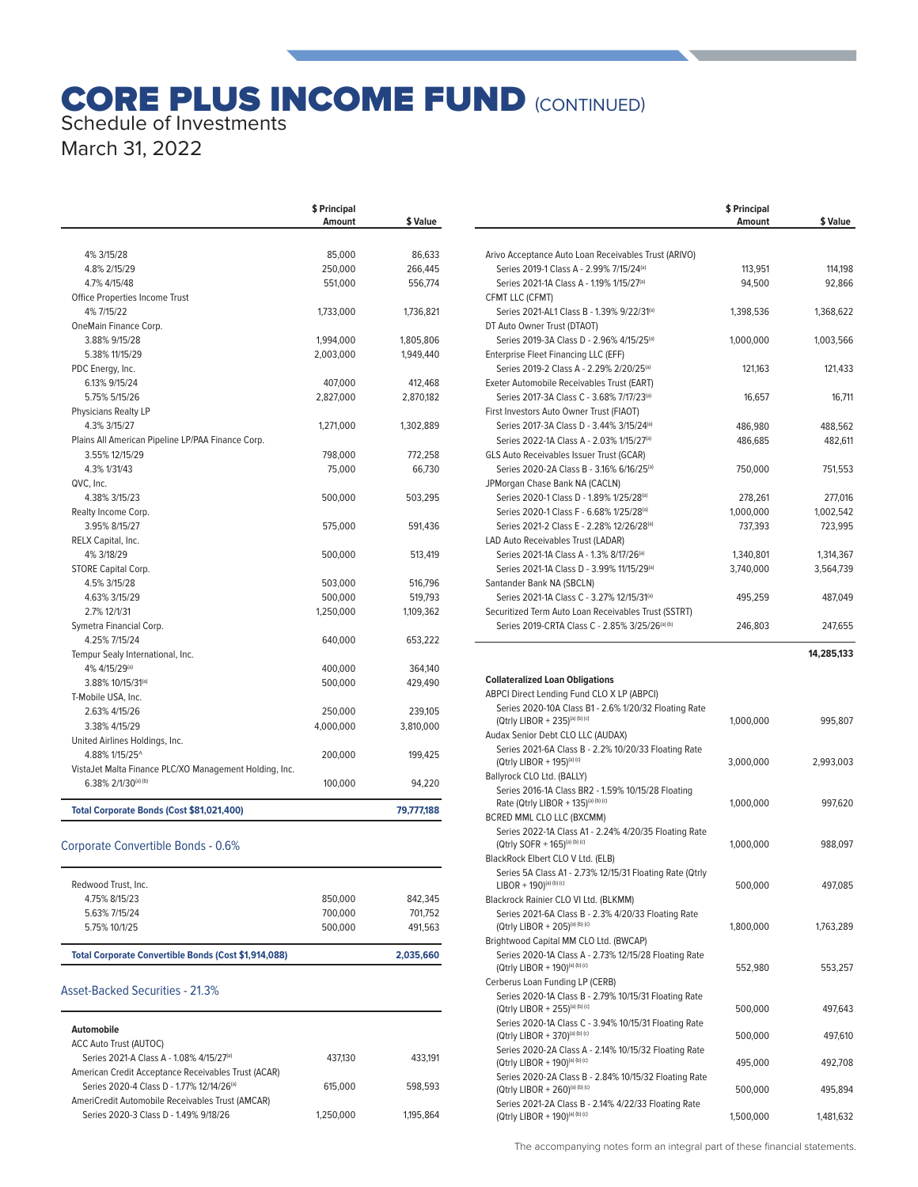# CORE PLUS INCOME FUND (CONTINUED)

Schedule of Investments
March 31, 2022

| | $ Principal Amount | $ Value |
|---|---|---|
| 4% 3/15/28 | 85,000 | 86,633 |
| 4.8% 2/15/29 | 250,000 | 266,445 |
| 4.7% 4/15/48 | 551,000 | 556,774 |
| Office Properties Income Trust | | |
| 4% 7/15/22 | 1,733,000 | 1,736,821 |
| OneMain Finance Corp. | | |
| 3.88% 9/15/28 | 1,994,000 | 1,805,806 |
| 5.38% 11/15/29 | 2,003,000 | 1,949,440 |
| PDC Energy, Inc. | | |
| 6.13% 9/15/24 | 407,000 | 412,468 |
| 5.75% 5/15/26 | 2,827,000 | 2,870,182 |
| Physicians Realty LP | | |
| 4.3% 3/15/27 | 1,271,000 | 1,302,889 |
| Plains All American Pipeline LP/PAA Finance Corp. | | |
| 3.55% 12/15/29 | 798,000 | 772,258 |
| 4.3% 1/31/43 | 75,000 | 66,730 |
| QVC, Inc. | | |
| 4.38% 3/15/23 | 500,000 | 503,295 |
| Realty Income Corp. | | |
| 3.95% 8/15/27 | 575,000 | 591,436 |
| RELX Capital, Inc. | | |
| 4% 3/18/29 | 500,000 | 513,419 |
| STORE Capital Corp. | | |
| 4.5% 3/15/28 | 503,000 | 516,796 |
| 4.63% 3/15/29 | 500,000 | 519,793 |
| 2.7% 12/1/31 | 1,250,000 | 1,109,362 |
| Symetra Financial Corp. | | |
| 4.25% 7/15/24 | 640,000 | 653,222 |
| Tempur Sealy International, Inc. | | |
| 4% 4/15/29[(a)] | 400,000 | 364,140 |
| 3.88% 10/15/31[(a)] | 500,000 | 429,490 |
| T-Mobile USA, Inc. | | |
| 2.63% 4/15/26 | 250,000 | 239,105 |
| 3.38% 4/15/29 | 4,000,000 | 3,810,000 |
| United Airlines Holdings, Inc. | | |
| 4.88% 1/15/25^ | 200,000 | 199,425 |
| VistaJet Malta Finance PLC/XO Management Holding, Inc. | | |
| 6.38% 2/1/30[(a) (b)] | 100,000 | 94,220 |
| **Total Corporate Bonds (Cost $81,021,400)** | | **79,777,188** |

## Corporate Convertible Bonds - 0.6%

| | $ Principal Amount | $ Value |
|---|---|---|
| Redwood Trust, Inc. | | |
| 4.75% 8/15/23 | 850,000 | 842,345 |
| 5.63% 7/15/24 | 700,000 | 701,752 |
| 5.75% 10/1/25 | 500,000 | 491,563 |
| **Total Corporate Convertible Bonds (Cost $1,914,088)** | | **2,035,660** |

## Asset-Backed Securities - 21.3%

| | $ Principal Amount | $ Value |
|---|---|---|
| **Automobile** | | |
| ACC Auto Trust (AUTOC) | | |
| Series 2021-A Class A - 1.08% 4/15/27[(a)] | 437,130 | 433,191 |
| American Credit Acceptance Receivables Trust (ACAR) | | |
| Series 2020-4 Class D - 1.77% 12/14/26[(a)] | 615,000 | 598,593 |
| AmeriCredit Automobile Receivables Trust (AMCAR) | | |
| Series 2020-3 Class D - 1.49% 9/18/26 | 1,250,000 | 1,195,864 |
| Arivo Acceptance Auto Loan Receivables Trust (ARIVO) | | |
| Series 2019-1 Class A - 2.99% 7/15/24[(a)] | 113,951 | 114,198 |
| Series 2021-1A Class A - 1.19% 1/15/27[(a)] | 94,500 | 92,866 |
| CFMT LLC (CFMT) | | |
| Series 2021-AL1 Class B - 1.39% 9/22/31[(a)] | 1,398,536 | 1,368,622 |
| DT Auto Owner Trust (DTAOT) | | |
| Series 2019-3A Class D - 2.96% 4/15/25[(a)] | 1,000,000 | 1,003,566 |
| Enterprise Fleet Financing LLC (EFF) | | |
| Series 2019-2 Class A - 2.29% 2/20/25[(a)] | 121,163 | 121,433 |
| Exeter Automobile Receivables Trust (EART) | | |
| Series 2017-3A Class C - 3.68% 7/17/23[(a)] | 16,657 | 16,711 |
| First Investors Auto Owner Trust (FIAOT) | | |
| Series 2017-3A Class D - 3.44% 3/15/24[(a)] | 486,980 | 488,562 |
| Series 2022-1A Class A - 2.03% 1/15/27[(a)] | 486,685 | 482,611 |
| GLS Auto Receivables Issuer Trust (GCAR) | | |
| Series 2020-2A Class B - 3.16% 6/16/25[(a)] | 750,000 | 751,553 |
| JPMorgan Chase Bank NA (CACLN) | | |
| Series 2020-1 Class D - 1.89% 1/25/28[(a)] | 278,261 | 277,016 |
| Series 2020-1 Class F - 6.68% 1/25/28[(a)] | 1,000,000 | 1,002,542 |
| Series 2021-2 Class E - 2.28% 12/26/28[(a)] | 737,393 | 723,995 |
| LAD Auto Receivables Trust (LADAR) | | |
| Series 2021-1A Class A - 1.3% 8/17/26[(a)] | 1,340,801 | 1,314,367 |
| Series 2021-1A Class D - 3.99% 11/15/29[(a)] | 3,740,000 | 3,564,739 |
| Santander Bank NA (SBCLN) | | |
| Series 2021-1A Class C - 3.27% 12/15/31[(a)] | 495,259 | 487,049 |
| Securitized Term Auto Loan Receivables Trust (SSTRT) | | |
| Series 2019-CRTA Class C - 2.85% 3/25/26[(a) (b)] | 246,803 | 247,655 |
| | | **14,285,133** |
| **Collateralized Loan Obligations** | | |
| ABPCI Direct Lending Fund CLO X LP (ABPCI) | | |
| Series 2020-10A Class B1 - 2.6% 1/20/32 Floating Rate (Qtrly LIBOR + 235)[(a) (b) (c)] | 1,000,000 | 995,807 |
| Audax Senior Debt CLO LLC (AUDAX) | | |
| Series 2021-6A Class B - 2.2% 10/20/33 Floating Rate (Qtrly LIBOR + 195)[(a) (c)] | 3,000,000 | 2,993,003 |
| Ballyrock CLO Ltd. (BALLY) | | |
| Series 2016-1A Class BR2 - 1.59% 10/15/28 Floating Rate (Qtrly LIBOR + 135)[(a) (b) (c)] | 1,000,000 | 997,620 |
| BCRED MML CLO LLC (BXCMM) | | |
| Series 2022-1A Class A1 - 2.24% 4/20/35 Floating Rate (Qtrly SOFR + 165)[(a) (b) (c)] | 1,000,000 | 988,097 |
| BlackRock Elbert CLO V Ltd. (ELB) | | |
| Series 5A Class A1 - 2.73% 12/15/31 Floating Rate (Qtrly LIBOR + 190)[(a) (b) (c)] | 500,000 | 497,085 |
| Blackrock Rainier CLO VI Ltd. (BLKMM) | | |
| Series 2021-6A Class B - 2.3% 4/20/33 Floating Rate (Qtrly LIBOR + 205)[(a) (b) (c)] | 1,800,000 | 1,763,289 |
| Brightwood Capital MM CLO Ltd. (BWCAP) | | |
| Series 2020-1A Class A - 2.73% 12/15/28 Floating Rate (Qtrly LIBOR + 190)[(a) (b) (c)] | 552,980 | 553,257 |
| Cerberus Loan Funding LP (CERB) | | |
| Series 2020-1A Class B - 2.79% 10/15/31 Floating Rate (Qtrly LIBOR + 255)[(a) (b) (c)] | 500,000 | 497,643 |
| Series 2020-1A Class C - 3.94% 10/15/31 Floating Rate (Qtrly LIBOR + 370)[(a) (b) (c)] | 500,000 | 497,610 |
| Series 2020-2A Class A - 2.14% 10/15/32 Floating Rate (Qtrly LIBOR + 190)[(a) (b) (c)] | 495,000 | 492,708 |
| Series 2020-2A Class B - 2.84% 10/15/32 Floating Rate (Qtrly LIBOR + 260)[(a) (b) (c)] | 500,000 | 495,894 |
| Series 2021-2A Class B - 2.14% 4/22/33 Floating Rate (Qtrly LIBOR + 190)[(a) (b) (c)] | 1,500,000 | 1,481,632 |

The accompanying notes form an integral part of these financial statements.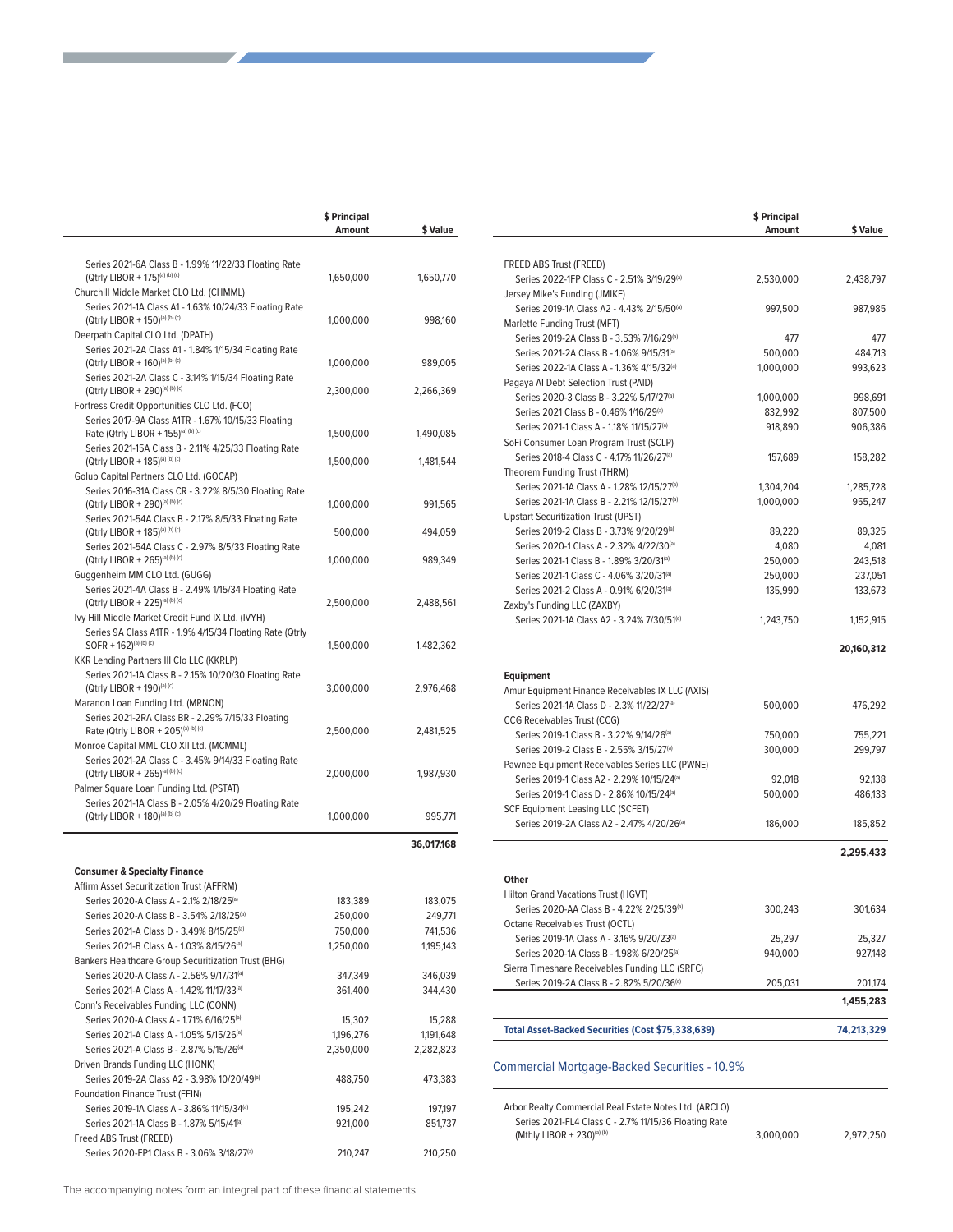| | $ Principal Amount | $ Value |
|---|---|---|
| Series 2021-6A Class B - 1.99% 11/22/33 Floating Rate (Qtrly LIBOR + 175)[(a) (b) (c)] | 1,650,000 | 1,650,770 |
| Churchill Middle Market CLO Ltd. (CHMML) | | |
| Series 2021-1A Class A1 - 1.63% 10/24/33 Floating Rate (Qtrly LIBOR + 150)[(a) (b) (c)] | 1,000,000 | 998,160 |
| Deerpath Capital CLO Ltd. (DPATH) | | |
| Series 2021-2A Class A1 - 1.84% 1/15/34 Floating Rate (Qtrly LIBOR + 160)[(a) (b) (c)] | 1,000,000 | 989,005 |
| Series 2021-2A Class C - 3.14% 1/15/34 Floating Rate (Qtrly LIBOR + 290)[(a) (b) (c)] | 2,300,000 | 2,266,369 |
| Fortress Credit Opportunities CLO Ltd. (FCO) | | |
| Series 2017-9A Class A1TR - 1.67% 10/15/33 Floating Rate (Qtrly LIBOR + 155)[(a) (b) (c)] | 1,500,000 | 1,490,085 |
| Series 2021-15A Class B - 2.11% 4/25/33 Floating Rate (Qtrly LIBOR + 185)[(a) (b) (c)] | 1,500,000 | 1,481,544 |
| Golub Capital Partners CLO Ltd. (GOCAP) | | |
| Series 2016-31A Class CR - 3.22% 8/5/30 Floating Rate (Qtrly LIBOR + 290)[(a) (b) (c)] | 1,000,000 | 991,565 |
| Series 2021-54A Class B - 2.17% 8/5/33 Floating Rate (Qtrly LIBOR + 185)[(a) (b) (c)] | 500,000 | 494,059 |
| Series 2021-54A Class C - 2.97% 8/5/33 Floating Rate (Qtrly LIBOR + 265)[(a) (b) (c)] | 1,000,000 | 989,349 |
| Guggenheim MM CLO Ltd. (GUGG) | | |
| Series 2021-4A Class B - 2.49% 1/15/34 Floating Rate (Qtrly LIBOR + 225)[(a) (b) (c)] | 2,500,000 | 2,488,561 |
| Ivy Hill Middle Market Credit Fund IX Ltd. (IVYH) | | |
| Series 9A Class A1TR - 1.9% 4/15/34 Floating Rate (Qtrly SOFR + 162)[(a) (b) (c)] | 1,500,000 | 1,482,362 |
| KKR Lending Partners III Clo LLC (KKRLP) | | |
| Series 2021-1A Class B - 2.15% 10/20/30 Floating Rate (Qtrly LIBOR + 190)[(a) (c)] | 3,000,000 | 2,976,468 |
| Maranon Loan Funding Ltd. (MRNON) | | |
| Series 2021-2RA Class BR - 2.29% 7/15/33 Floating Rate (Qtrly LIBOR + 205)[(a) (b) (c)] | 2,500,000 | 2,481,525 |
| Monroe Capital MML CLO XII Ltd. (MCMML) | | |
| Series 2021-2A Class C - 3.45% 9/14/33 Floating Rate (Qtrly LIBOR + 265)[(a) (b) (c)] | 2,000,000 | 1,987,930 |
| Palmer Square Loan Funding Ltd. (PSTAT) | | |
| Series 2021-1A Class B - 2.05% 4/20/29 Floating Rate (Qtrly LIBOR + 180)[(a) (b) (c)] | 1,000,000 | 995,771 |
| | | **36,017,168** |
| **Consumer & Specialty Finance** | | |
| Affirm Asset Securitization Trust (AFFRM) | | |
| Series 2020-A Class A - 2.1% 2/18/25[(a)] | 183,389 | 183,075 |
| Series 2020-A Class B - 3.54% 2/18/25[(a)] | 250,000 | 249,771 |
| Series 2021-A Class D - 3.49% 8/15/25[(a)] | 750,000 | 741,536 |
| Series 2021-B Class A - 1.03% 8/15/26[(a)] | 1,250,000 | 1,195,143 |
| Bankers Healthcare Group Securitization Trust (BHG) | | |
| Series 2020-A Class A - 2.56% 9/17/31[(a)] | 347,349 | 346,039 |
| Series 2021-A Class A - 1.42% 11/17/33[(a)] | 361,400 | 344,430 |
| Conn's Receivables Funding LLC (CONN) | | |
| Series 2020-A Class A - 1.71% 6/16/25[(a)] | 15,302 | 15,288 |
| Series 2021-A Class A - 1.05% 5/15/26[(a)] | 1,196,276 | 1,191,648 |
| Series 2021-A Class B - 2.87% 5/15/26[(a)] | 2,350,000 | 2,282,823 |
| Driven Brands Funding LLC (HONK) | | |
| Series 2019-2A Class A2 - 3.98% 10/20/49[(a)] | 488,750 | 473,383 |
| Foundation Finance Trust (FFIN) | | |
| Series 2019-1A Class A - 3.86% 11/15/34[(a)] | 195,242 | 197,197 |
| Series 2021-1A Class B - 1.87% 5/15/41[(a)] | 921,000 | 851,737 |
| Freed ABS Trust (FREED) | | |
| Series 2020-FP1 Class B - 3.06% 3/18/27[(a)] | 210,247 | 210,250 |
| FREED ABS Trust (FREED) | | |
| Series 2022-1FP Class C - 2.51% 3/19/29[(a)] | 2,530,000 | 2,438,797 |
| Jersey Mike's Funding (JMIKE) | | |
| Series 2019-1A Class A2 - 4.43% 2/15/50[(a)] | 997,500 | 987,985 |
| Marlette Funding Trust (MFT) | | |
| Series 2019-2A Class B - 3.53% 7/16/29[(a)] | 477 | 477 |
| Series 2021-2A Class B - 1.06% 9/15/31[(a)] | 500,000 | 484,713 |
| Series 2022-1A Class A - 1.36% 4/15/32[(a)] | 1,000,000 | 993,623 |
| Pagaya AI Debt Selection Trust (PAID) | | |
| Series 2020-3 Class B - 3.22% 5/17/27[(a)] | 1,000,000 | 998,691 |
| Series 2021 Class B - 0.46% 1/16/29[(a)] | 832,992 | 807,500 |
| Series 2021-1 Class A - 1.18% 11/15/27[(a)] | 918,890 | 906,386 |
| SoFi Consumer Loan Program Trust (SCLP) | | |
| Series 2018-4 Class C - 4.17% 11/26/27[(a)] | 157,689 | 158,282 |
| Theorem Funding Trust (THRM) | | |
| Series 2021-1A Class A - 1.28% 12/15/27[(a)] | 1,304,204 | 1,285,728 |
| Series 2021-1A Class B - 2.21% 12/15/27[(a)] | 1,000,000 | 955,247 |
| Upstart Securitization Trust (UPST) | | |
| Series 2019-2 Class B - 3.73% 9/20/29[(a)] | 89,220 | 89,325 |
| Series 2020-1 Class A - 2.32% 4/22/30[(a)] | 4,080 | 4,081 |
| Series 2021-1 Class B - 1.89% 3/20/31[(a)] | 250,000 | 243,518 |
| Series 2021-1 Class C - 4.06% 3/20/31[(a)] | 250,000 | 237,051 |
| Series 2021-2 Class A - 0.91% 6/20/31[(a)] | 135,990 | 133,673 |
| Zaxby's Funding LLC (ZAXBY) | | |
| Series 2021-1A Class A2 - 3.24% 7/30/51[(a)] | 1,243,750 | 1,152,915 |
| | | **20,160,312** |
| **Equipment** | | |
| Amur Equipment Finance Receivables IX LLC (AXIS) | | |
| Series 2021-1A Class D - 2.3% 11/22/27[(a)] | 500,000 | 476,292 |
| CCG Receivables Trust (CCG) | | |
| Series 2019-1 Class B - 3.22% 9/14/26[(a)] | 750,000 | 755,221 |
| Series 2019-2 Class B - 2.55% 3/15/27[(a)] | 300,000 | 299,797 |
| Pawnee Equipment Receivables Series LLC (PWNE) | | |
| Series 2019-1 Class A2 - 2.29% 10/15/24[(a)] | 92,018 | 92,138 |
| Series 2019-1 Class D - 2.86% 10/15/24[(a)] | 500,000 | 486,133 |
| SCF Equipment Leasing LLC (SCFET) | | |
| Series 2019-2A Class A2 - 2.47% 4/20/26[(a)] | 186,000 | 185,852 |
| | | **2,295,433** |
| **Other** | | |
| Hilton Grand Vacations Trust (HGVT) | | |
| Series 2020-AA Class B - 4.22% 2/25/39[(a)] | 300,243 | 301,634 |
| Octane Receivables Trust (OCTL) | | |
| Series 2019-1A Class A - 3.16% 9/20/23[(a)] | 25,297 | 25,327 |
| Series 2020-1A Class B - 1.98% 6/20/25[(a)] | 940,000 | 927,148 |
| Sierra Timeshare Receivables Funding LLC (SRFC) | | |
| Series 2019-2A Class B - 2.82% 5/20/36[(a)] | 205,031 | 201,174 |
| | | **1,455,283** |
| **Total Asset-Backed Securities (Cost $75,338,639)** | | **74,213,329** |

## Commercial Mortgage-Backed Securities - 10.9%

| | $ Principal Amount | $ Value |
|---|---|---|
| Arbor Realty Commercial Real Estate Notes Ltd. (ARCLO) | | |
| Series 2021-FL4 Class C - 2.7% 11/15/36 Floating Rate (Mthly LIBOR + 230)[(a) (b)] | 3,000,000 | 2,972,250 |

The accompanying notes form an integral part of these financial statements.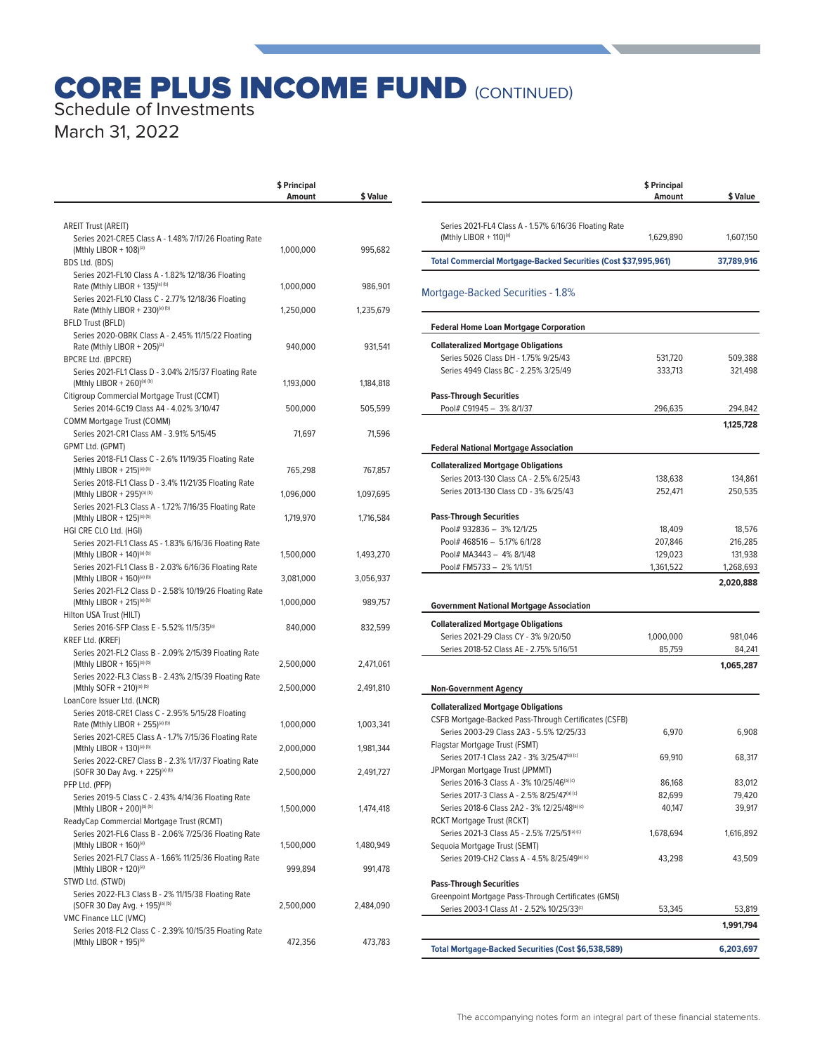# CORE PLUS INCOME FUND (CONTINUED)

Schedule of Investments

March 31, 2022

| | $ Principal Amount | $ Value |
|---|---|---|
| AREIT Trust (AREIT) | | |
| Series 2021-CRE5 Class A - 1.48% 7/17/26 Floating Rate (Mthly LIBOR + 108)[a] | 1,000,000 | 995,682 |
| BDS Ltd. (BDS) | | |
| Series 2021-FL10 Class A - 1.82% 12/18/36 Floating Rate (Mthly LIBOR + 135)[a] [b] | 1,000,000 | 986,901 |
| Series 2021-FL10 Class C - 2.77% 12/18/36 Floating Rate (Mthly LIBOR + 230)[a] [b] | 1,250,000 | 1,235,679 |
| BFLD Trust (BFLD) | | |
| Series 2020-OBRK Class A - 2.45% 11/15/22 Floating Rate (Mthly LIBOR + 205)[a] | 940,000 | 931,541 |
| BPCRE Ltd. (BPCRE) | | |
| Series 2021-FL1 Class D - 3.04% 2/15/37 Floating Rate (Mthly LIBOR + 260)[a] [b] | 1,193,000 | 1,184,818 |
| Citigroup Commercial Mortgage Trust (CCMT) | | |
| Series 2014-GC19 Class A4 - 4.02% 3/10/47 | 500,000 | 505,599 |
| COMM Mortgage Trust (COMM) | | |
| Series 2021-CR1 Class AM - 3.91% 5/15/45 | 71,697 | 71,596 |
| GPMT Ltd. (GPMT) | | |
| Series 2018-FL1 Class C - 2.6% 11/19/35 Floating Rate (Mthly LIBOR + 215)[a] [b] | 765,298 | 767,857 |
| Series 2018-FL1 Class D - 3.4% 11/21/35 Floating Rate (Mthly LIBOR + 295)[a] [b] | 1,096,000 | 1,097,695 |
| Series 2021-FL3 Class A - 1.72% 7/16/35 Floating Rate (Mthly LIBOR + 125)[a] [b] | 1,719,970 | 1,716,584 |
| HGI CRE CLO Ltd. (HGI) | | |
| Series 2021-FL1 Class AS - 1.83% 6/16/36 Floating Rate (Mthly LIBOR + 140)[a] [b] | 1,500,000 | 1,493,270 |
| Series 2021-FL1 Class B - 2.03% 6/16/36 Floating Rate (Mthly LIBOR + 160)[a] [b] | 3,081,000 | 3,056,937 |
| Series 2021-FL2 Class D - 2.58% 10/19/26 Floating Rate (Mthly LIBOR + 215)[a] [b] | 1,000,000 | 989,757 |
| Hilton USA Trust (HILT) | | |
| Series 2016-SFP Class E - 5.52% 11/5/35[a] | 840,000 | 832,599 |
| KREF Ltd. (KREF) | | |
| Series 2021-FL2 Class B - 2.09% 2/15/39 Floating Rate (Mthly LIBOR + 165)[a] [b] | 2,500,000 | 2,471,061 |
| Series 2022-FL3 Class B - 2.43% 2/15/39 Floating Rate (Mthly SOFR + 210)[a] [b] | 2,500,000 | 2,491,810 |
| LoanCore Issuer Ltd. (LNCR) | | |
| Series 2018-CRE1 Class C - 2.95% 5/15/28 Floating Rate (Mthly LIBOR + 255)[a] [b] | 1,000,000 | 1,003,341 |
| Series 2021-CRE5 Class A - 1.7% 7/15/36 Floating Rate (Mthly LIBOR + 130)[a] [b] | 2,000,000 | 1,981,344 |
| Series 2022-CRE7 Class B - 2.3% 1/17/37 Floating Rate (SOFR 30 Day Avg. + 225)[a] [b] | 2,500,000 | 2,491,727 |
| PFP Ltd. (PFP) | | |
| Series 2019-5 Class C - 2.43% 4/14/36 Floating Rate (Mthly LIBOR + 200)[a] [b] | 1,500,000 | 1,474,418 |
| ReadyCap Commercial Mortgage Trust (RCMT) | | |
| Series 2021-FL6 Class B - 2.06% 7/25/36 Floating Rate (Mthly LIBOR + 160)[a] | 1,500,000 | 1,480,949 |
| Series 2021-FL7 Class A - 1.66% 11/25/36 Floating Rate (Mthly LIBOR + 120)[a] | 999,894 | 991,478 |
| STWD Ltd. (STWD) | | |
| Series 2022-FL3 Class B - 2% 11/15/38 Floating Rate (SOFR 30 Day Avg. + 195)[a] [b] | 2,500,000 | 2,484,090 |
| VMC Finance LLC (VMC) | | |
| Series 2018-FL2 Class C - 2.39% 10/15/35 Floating Rate (Mthly LIBOR + 195)[a] | 472,356 | 473,783 |
| Series 2021-FL4 Class A - 1.57% 6/16/36 Floating Rate (Mthly LIBOR + 110)[a] | 1,629,890 | 1,607,150 |
| **Total Commercial Mortgage-Backed Securities (Cost $37,995,961)** | | **37,789,916** |

## Mortgage-Backed Securities - 1.8%

| | $ Principal Amount | $ Value |
|---|---|---|
| **Federal Home Loan Mortgage Corporation** | | |
| **Collateralized Mortgage Obligations** | | |
| Series 5026 Class DH - 1.75% 9/25/43 | 531,720 | 509,388 |
| Series 4949 Class BC - 2.25% 3/25/49 | 333,713 | 321,498 |
| **Pass-Through Securities** | | |
| Pool# C91945 – 3% 8/1/37 | 296,635 | 294,842 |
| | | **1,125,728** |
| **Federal National Mortgage Association** | | |
| **Collateralized Mortgage Obligations** | | |
| Series 2013-130 Class CA - 2.5% 6/25/43 | 138,638 | 134,861 |
| Series 2013-130 Class CD - 3% 6/25/43 | 252,471 | 250,535 |
| **Pass-Through Securities** | | |
| Pool# 932836 – 3% 12/1/25 | 18,409 | 18,576 |
| Pool# 468516 – 5.17% 6/1/28 | 207,846 | 216,285 |
| Pool# MA3443 – 4% 8/1/48 | 129,023 | 131,938 |
| Pool# FM5733 – 2% 1/1/51 | 1,361,522 | 1,268,693 |
| | | **2,020,888** |
| **Government National Mortgage Association** | | |
| **Collateralized Mortgage Obligations** | | |
| Series 2021-29 Class CY - 3% 9/20/50 | 1,000,000 | 981,046 |
| Series 2018-52 Class AE - 2.75% 5/16/51 | 85,759 | 84,241 |
| | | **1,065,287** |
| **Non-Government Agency** | | |
| **Collateralized Mortgage Obligations** | | |
| CSFB Mortgage-Backed Pass-Through Certificates (CSFB) | | |
| Series 2003-29 Class 2A3 - 5.5% 12/25/33 | 6,970 | 6,908 |
| Flagstar Mortgage Trust (FSMT) | | |
| Series 2017-1 Class 2A2 - 3% 3/25/47[a] [c] | 69,910 | 68,317 |
| JPMorgan Mortgage Trust (JPMMT) | | |
| Series 2016-3 Class A - 3% 10/25/46[a] [c] | 86,168 | 83,012 |
| Series 2017-3 Class A - 2.5% 8/25/47[a] [c] | 82,699 | 79,420 |
| Series 2018-6 Class 2A2 - 3% 12/25/48[a] [c] | 40,147 | 39,917 |
| RCKT Mortgage Trust (RCKT) | | |
| Series 2021-3 Class A5 - 2.5% 7/25/51[a] [c] | 1,678,694 | 1,616,892 |
| Sequoia Mortgage Trust (SEMT) | | |
| Series 2019-CH2 Class A - 4.5% 8/25/49[a] [c] | 43,298 | 43,509 |
| **Pass-Through Securities** | | |
| Greenpoint Mortgage Pass-Through Certificates (GMSI) | | |
| Series 2003-1 Class A1 - 2.52% 10/25/33[c] | 53,345 | 53,819 |
| | | **1,991,794** |
| **Total Mortgage-Backed Securities (Cost $6,538,589)** | | **6,203,697** |

The accompanying notes form an integral part of these financial statements.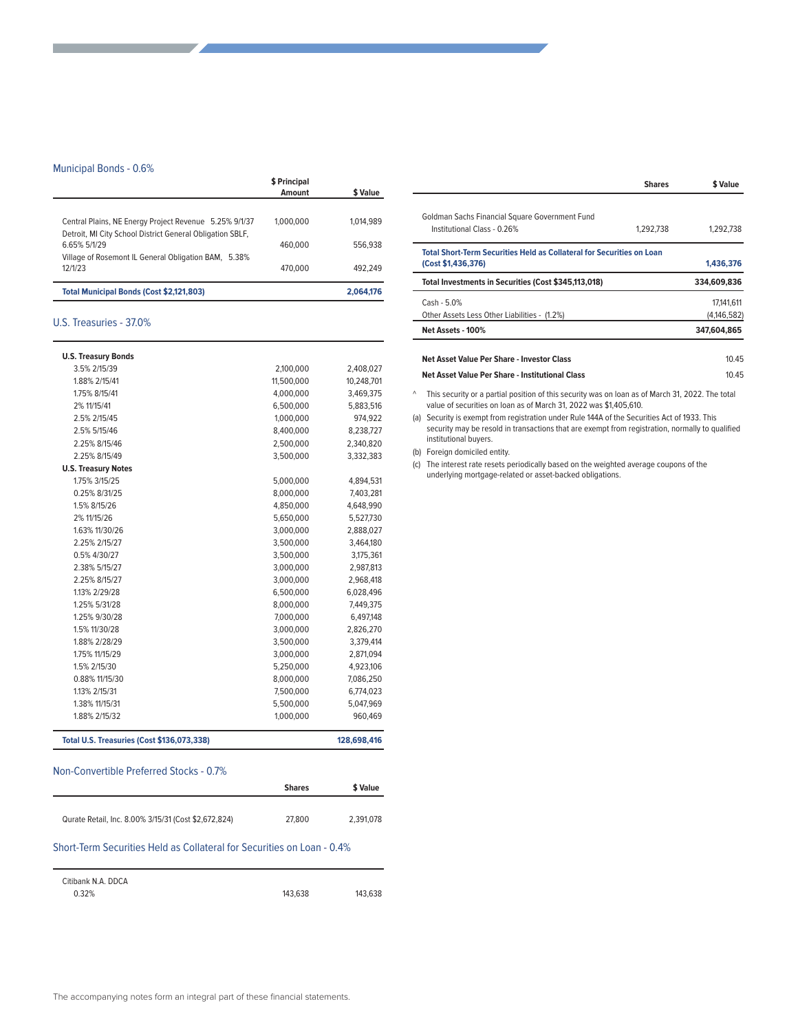## Municipal Bonds - 0.6%

| | $ Principal Amount | $ Value |
|---|---|---|
| Central Plains, NE Energy Project Revenue 5.25% 9/1/37 | 1,000,000 | 1,014,989 |
| Detroit, MI City School District General Obligation SBLF, 6.65% 5/1/29 | 460,000 | 556,938 |
| Village of Rosemont IL General Obligation BAM, 5.38% 12/1/23 | 470,000 | 492,249 |
| **Total Municipal Bonds (Cost $2,121,803)** | | **2,064,176** |

## U.S. Treasuries - 37.0%

| | | |
|---|---|---|
| **U.S. Treasury Bonds** | | |
| 3.5% 2/15/39 | 2,100,000 | 2,408,027 |
| 1.88% 2/15/41 | 11,500,000 | 10,248,701 |
| 1.75% 8/15/41 | 4,000,000 | 3,469,375 |
| 2% 11/15/41 | 6,500,000 | 5,883,516 |
| 2.5% 2/15/45 | 1,000,000 | 974,922 |
| 2.5% 5/15/46 | 8,400,000 | 8,238,727 |
| 2.25% 8/15/46 | 2,500,000 | 2,340,820 |
| 2.25% 8/15/49 | 3,500,000 | 3,332,383 |
| **U.S. Treasury Notes** | | |
| 1.75% 3/15/25 | 5,000,000 | 4,894,531 |
| 0.25% 8/31/25 | 8,000,000 | 7,403,281 |
| 1.5% 8/15/26 | 4,850,000 | 4,648,990 |
| 2% 11/15/26 | 5,650,000 | 5,527,730 |
| 1.63% 11/30/26 | 3,000,000 | 2,888,027 |
| 2.25% 2/15/27 | 3,500,000 | 3,464,180 |
| 0.5% 4/30/27 | 3,500,000 | 3,175,361 |
| 2.38% 5/15/27 | 3,000,000 | 2,987,813 |
| 2.25% 8/15/27 | 3,000,000 | 2,968,418 |
| 1.13% 2/29/28 | 6,500,000 | 6,028,496 |
| 1.25% 5/31/28 | 8,000,000 | 7,449,375 |
| 1.25% 9/30/28 | 7,000,000 | 6,497,148 |
| 1.5% 11/30/28 | 3,000,000 | 2,826,270 |
| 1.88% 2/28/29 | 3,500,000 | 3,379,414 |
| 1.75% 11/15/29 | 3,000,000 | 2,871,094 |
| 1.5% 2/15/30 | 5,250,000 | 4,923,106 |
| 0.88% 11/15/30 | 8,000,000 | 7,086,250 |
| 1.13% 2/15/31 | 7,500,000 | 6,774,023 |
| 1.38% 11/15/31 | 5,500,000 | 5,047,969 |
| 1.88% 2/15/32 | 1,000,000 | 960,469 |
| **Total U.S. Treasuries (Cost $136,073,338)** | | **128,698,416** |

## Non-Convertible Preferred Stocks - 0.7%

| | Shares | $ Value |
|---|---|---|
| Qurate Retail, Inc. 8.00% 3/15/31 (Cost $2,672,824) | 27,800 | 2,391,078 |

## Short-Term Securities Held as Collateral for Securities on Loan - 0.4%

| | Shares | $ Value |
|---|---|---|
| Citibank N.A. DDCA 0.32% | 143,638 | 143,638 |
| Goldman Sachs Financial Square Government Fund Institutional Class - 0.26% | 1,292,738 | 1,292,738 |
| **Total Short-Term Securities Held as Collateral for Securities on Loan (Cost $1,436,376)** | | **1,436,376** |
| **Total Investments in Securities (Cost $345,113,018)** | | **334,609,836** |
| Cash - 5.0% | | 17,141,611 |
| Other Assets Less Other Liabilities - (1.2%) | | (4,146,582) |
| **Net Assets - 100%** | | **347,604,865** |
| **Net Asset Value Per Share - Investor Class** | | 10.45 |
| **Net Asset Value Per Share - Institutional Class** | | 10.45 |

^ This security or a partial position of this security was on loan as of March 31, 2022. The total value of securities on loan as of March 31, 2022 was $1,405,610.

(a) Security is exempt from registration under Rule 144A of the Securities Act of 1933. This security may be resold in transactions that are exempt from registration, normally to qualified institutional buyers.

(b) Foreign domiciled entity.

(c) The interest rate resets periodically based on the weighted average coupons of the underlying mortgage-related or asset-backed obligations.

The accompanying notes form an integral part of these financial statements.